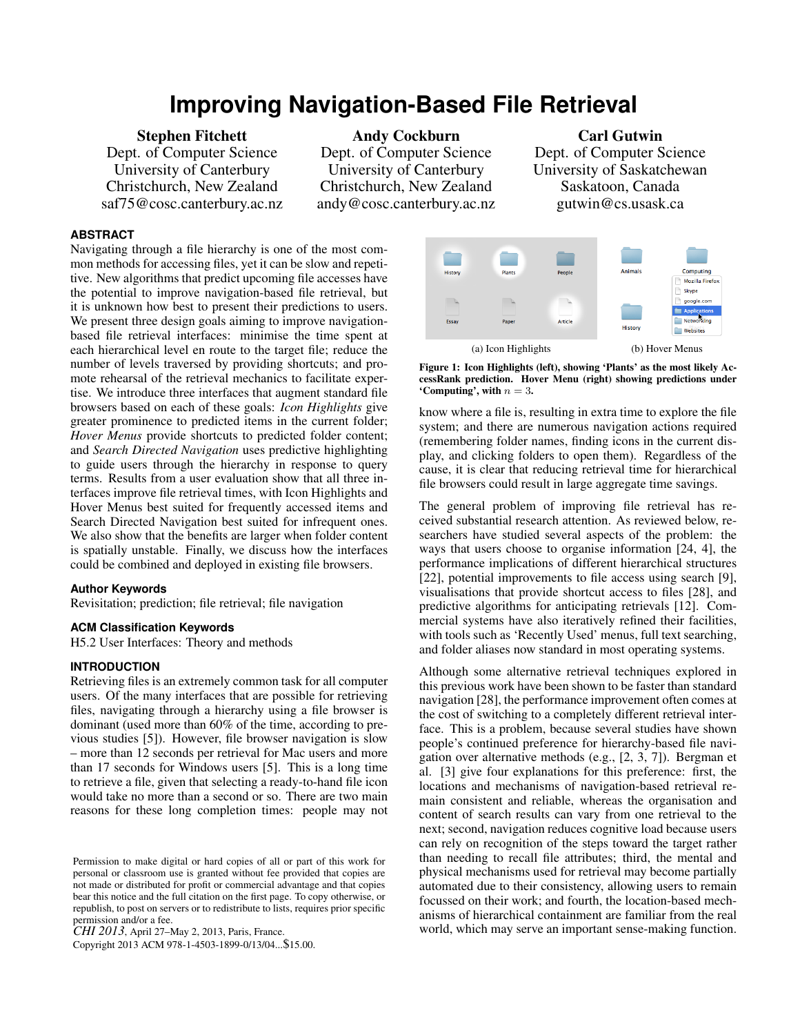# Improving Navigation-Based File Retrieval

**Stephen Fitchett**
Dept. of Computer Science
University of Canterbury
Christchurch, New Zealand
saf75@cosc.canterbury.ac.nz

**Andy Cockburn**
Dept. of Computer Science
University of Canterbury
Christchurch, New Zealand
andy@cosc.canterbury.ac.nz

**Carl Gutwin**
Dept. of Computer Science
University of Saskatchewan
Saskatoon, Canada
gutwin@cs.usask.ca

## ABSTRACT

Navigating through a file hierarchy is one of the most common methods for accessing files, yet it can be slow and repetitive. New algorithms that predict upcoming file accesses have the potential to improve navigation-based file retrieval, but it is unknown how best to present their predictions to users. We present three design goals aiming to improve navigation-based file retrieval interfaces: minimise the time spent at each hierarchical level en route to the target file; reduce the number of levels traversed by providing shortcuts; and promote rehearsal of the retrieval mechanics to facilitate expertise. We introduce three interfaces that augment standard file browsers based on each of these goals: *Icon Highlights* give greater prominence to predicted items in the current folder; *Hover Menus* provide shortcuts to predicted folder content; and *Search Directed Navigation* uses predictive highlighting to guide users through the hierarchy in response to query terms. Results from a user evaluation show that all three interfaces improve file retrieval times, with Icon Highlights and Hover Menus best suited for frequently accessed items and Search Directed Navigation best suited for infrequent ones. We also show that the benefits are larger when folder content is spatially unstable. Finally, we discuss how the interfaces could be combined and deployed in existing file browsers.

### Author Keywords

Revisitation; prediction; file retrieval; file navigation

### ACM Classification Keywords

H5.2 User Interfaces: Theory and methods

## INTRODUCTION

Retrieving files is an extremely common task for all computer users. Of the many interfaces that are possible for retrieving files, navigating through a hierarchy using a file browser is dominant (used more than 60% of the time, according to previous studies [5]). However, file browser navigation is slow – more than 12 seconds per retrieval for Mac users and more than 17 seconds for Windows users [5]. This is a long time to retrieve a file, given that selecting a ready-to-hand file icon would take no more than a second or so. There are two main reasons for these long completion times: people may not know where a file is, resulting in extra time to explore the file system; and there are numerous navigation actions required (remembering folder names, finding icons in the current display, and clicking folders to open them). Regardless of the cause, it is clear that reducing retrieval time for hierarchical file browsers could result in large aggregate time savings.

(a) Icon Highlights (b) Hover Menus

**Figure 1: Icon Highlights (left), showing 'Plants' as the most likely AccessRank prediction. Hover Menu (right) showing predictions under 'Computing', with $n = 3$.**

The general problem of improving file retrieval has received substantial research attention. As reviewed below, researchers have studied several aspects of the problem: the ways that users choose to organise information [24, 4], the performance implications of different hierarchical structures [22], potential improvements to file access using search [9], visualisations that provide shortcut access to files [28], and predictive algorithms for anticipating retrievals [12]. Commercial systems have also iteratively refined their facilities, with tools such as 'Recently Used' menus, full text searching, and folder aliases now standard in most operating systems.

Although some alternative retrieval techniques explored in this previous work have been shown to be faster than standard navigation [28], the performance improvement often comes at the cost of switching to a completely different retrieval interface. This is a problem, because several studies have shown people's continued preference for hierarchy-based file navigation over alternative methods (e.g., [2, 3, 7]). Bergman et al. [3] give four explanations for this preference: first, the locations and mechanisms of navigation-based retrieval remain consistent and reliable, whereas the organisation and content of search results can vary from one retrieval to the next; second, navigation reduces cognitive load because users can rely on recognition of the steps toward the target rather than needing to recall file attributes; third, the mental and physical mechanisms used for retrieval may become partially automated due to their consistency, allowing users to remain focussed on their work; and fourth, the location-based mechanisms of hierarchical containment are familiar from the real world, which may serve an important sense-making function.

Permission to make digital or hard copies of all or part of this work for personal or classroom use is granted without fee provided that copies are not made or distributed for profit or commercial advantage and that copies bear this notice and the full citation on the first page. To copy otherwise, or republish, to post on servers or to redistribute to lists, requires prior specific permission and/or a fee.
*CHI 2013*, April 27–May 2, 2013, Paris, France.
Copyright 2013 ACM 978-1-4503-1899-0/13/04...$15.00.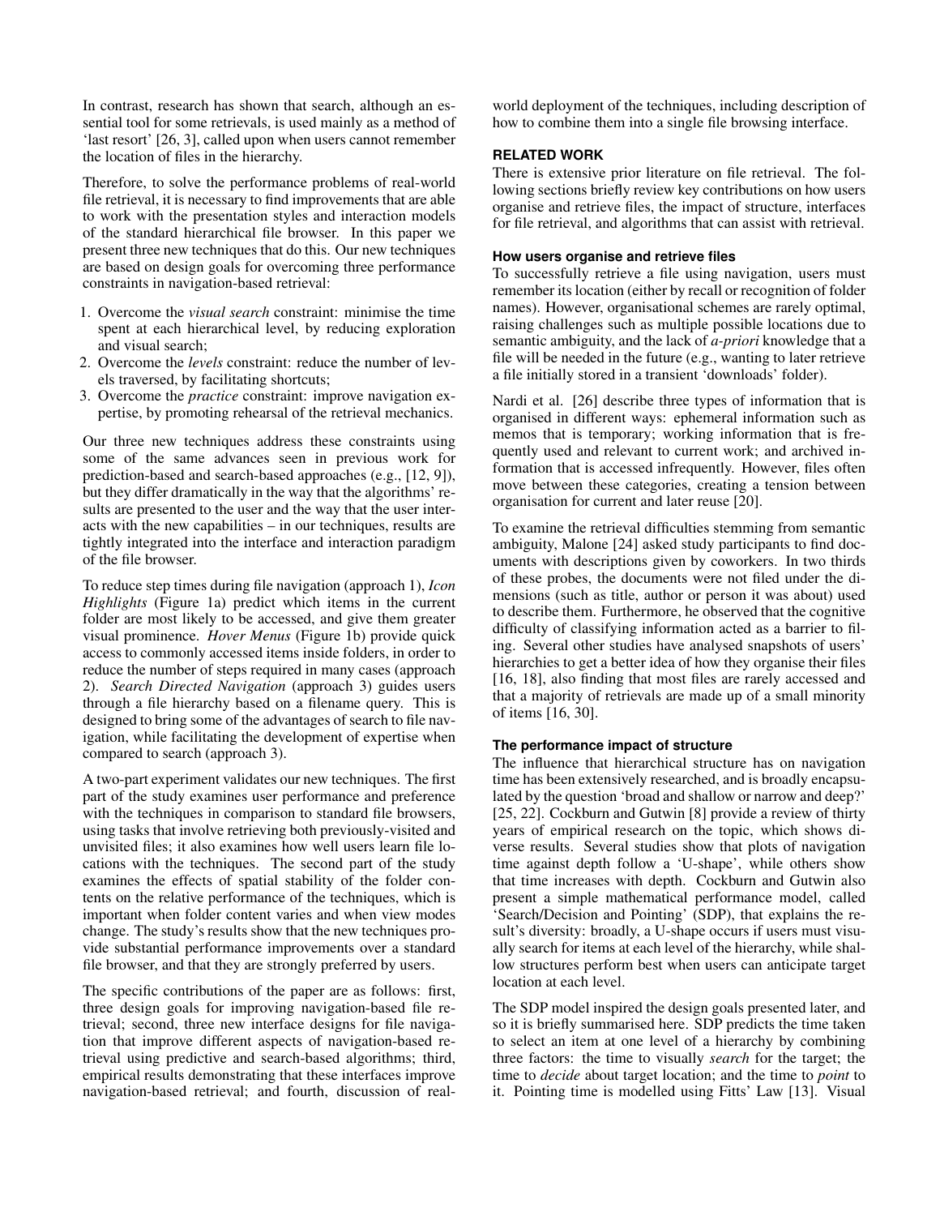In contrast, research has shown that search, although an essential tool for some retrievals, is used mainly as a method of 'last resort' [26, 3], called upon when users cannot remember the location of files in the hierarchy.

Therefore, to solve the performance problems of real-world file retrieval, it is necessary to find improvements that are able to work with the presentation styles and interaction models of the standard hierarchical file browser. In this paper we present three new techniques that do this. Our new techniques are based on design goals for overcoming three performance constraints in navigation-based retrieval:

1. Overcome the *visual search* constraint: minimise the time spent at each hierarchical level, by reducing exploration and visual search;
2. Overcome the *levels* constraint: reduce the number of levels traversed, by facilitating shortcuts;
3. Overcome the *practice* constraint: improve navigation expertise, by promoting rehearsal of the retrieval mechanics.

Our three new techniques address these constraints using some of the same advances seen in previous work for prediction-based and search-based approaches (e.g., [12, 9]), but they differ dramatically in the way that the algorithms' results are presented to the user and the way that the user interacts with the new capabilities – in our techniques, results are tightly integrated into the interface and interaction paradigm of the file browser.

To reduce step times during file navigation (approach 1), *Icon Highlights* (Figure 1a) predict which items in the current folder are most likely to be accessed, and give them greater visual prominence. *Hover Menus* (Figure 1b) provide quick access to commonly accessed items inside folders, in order to reduce the number of steps required in many cases (approach 2). *Search Directed Navigation* (approach 3) guides users through a file hierarchy based on a filename query. This is designed to bring some of the advantages of search to file navigation, while facilitating the development of expertise when compared to search (approach 3).

A two-part experiment validates our new techniques. The first part of the study examines user performance and preference with the techniques in comparison to standard file browsers, using tasks that involve retrieving both previously-visited and unvisited files; it also examines how well users learn file locations with the techniques. The second part of the study examines the effects of spatial stability of the folder contents on the relative performance of the techniques, which is important when folder content varies and when view modes change. The study's results show that the new techniques provide substantial performance improvements over a standard file browser, and that they are strongly preferred by users.

The specific contributions of the paper are as follows: first, three design goals for improving navigation-based file retrieval; second, three new interface designs for file navigation that improve different aspects of navigation-based retrieval using predictive and search-based algorithms; third, empirical results demonstrating that these interfaces improve navigation-based retrieval; and fourth, discussion of real-world deployment of the techniques, including description of how to combine them into a single file browsing interface.

## RELATED WORK

There is extensive prior literature on file retrieval. The following sections briefly review key contributions on how users organise and retrieve files, the impact of structure, interfaces for file retrieval, and algorithms that can assist with retrieval.

### How users organise and retrieve files

To successfully retrieve a file using navigation, users must remember its location (either by recall or recognition of folder names). However, organisational schemes are rarely optimal, raising challenges such as multiple possible locations due to semantic ambiguity, and the lack of *a-priori* knowledge that a file will be needed in the future (e.g., wanting to later retrieve a file initially stored in a transient 'downloads' folder).

Nardi et al. [26] describe three types of information that is organised in different ways: ephemeral information such as memos that is temporary; working information that is frequently used and relevant to current work; and archived information that is accessed infrequently. However, files often move between these categories, creating a tension between organisation for current and later reuse [20].

To examine the retrieval difficulties stemming from semantic ambiguity, Malone [24] asked study participants to find documents with descriptions given by coworkers. In two thirds of these probes, the documents were not filed under the dimensions (such as title, author or person it was about) used to describe them. Furthermore, he observed that the cognitive difficulty of classifying information acted as a barrier to filing. Several other studies have analysed snapshots of users' hierarchies to get a better idea of how they organise their files [16, 18], also finding that most files are rarely accessed and that a majority of retrievals are made up of a small minority of items [16, 30].

### The performance impact of structure

The influence that hierarchical structure has on navigation time has been extensively researched, and is broadly encapsulated by the question 'broad and shallow or narrow and deep?' [25, 22]. Cockburn and Gutwin [8] provide a review of thirty years of empirical research on the topic, which shows diverse results. Several studies show that plots of navigation time against depth follow a 'U-shape', while others show that time increases with depth. Cockburn and Gutwin also present a simple mathematical performance model, called 'Search/Decision and Pointing' (SDP), that explains the result's diversity: broadly, a U-shape occurs if users must visually search for items at each level of the hierarchy, while shallow structures perform best when users can anticipate target location at each level.

The SDP model inspired the design goals presented later, and so it is briefly summarised here. SDP predicts the time taken to select an item at one level of a hierarchy by combining three factors: the time to visually *search* for the target; the time to *decide* about target location; and the time to *point* to it. Pointing time is modelled using Fitts' Law [13]. Visual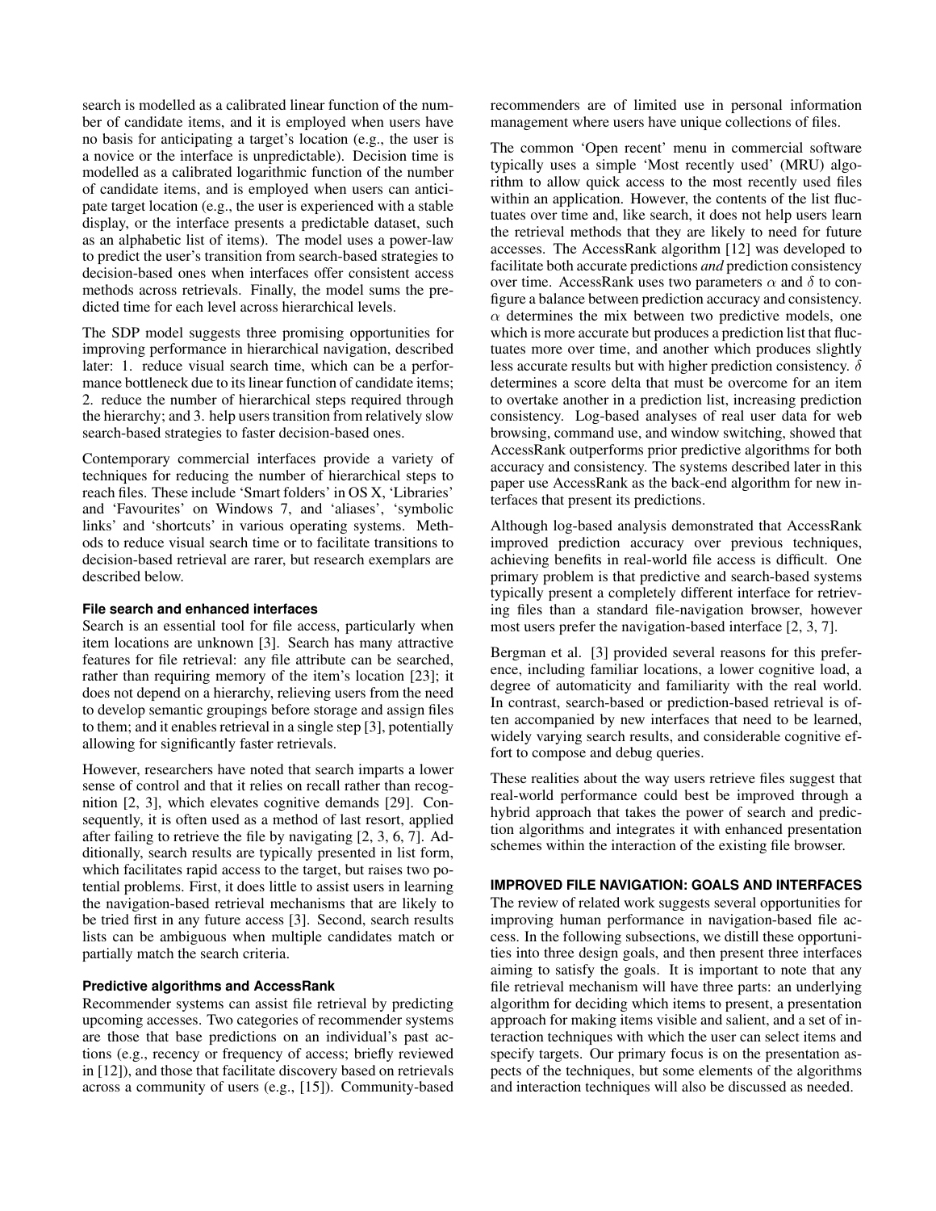search is modelled as a calibrated linear function of the number of candidate items, and it is employed when users have no basis for anticipating a target's location (e.g., the user is a novice or the interface is unpredictable). Decision time is modelled as a calibrated logarithmic function of the number of candidate items, and is employed when users can anticipate target location (e.g., the user is experienced with a stable display, or the interface presents a predictable dataset, such as an alphabetic list of items). The model uses a power-law to predict the user's transition from search-based strategies to decision-based ones when interfaces offer consistent access methods across retrievals. Finally, the model sums the predicted time for each level across hierarchical levels.

The SDP model suggests three promising opportunities for improving performance in hierarchical navigation, described later: 1. reduce visual search time, which can be a performance bottleneck due to its linear function of candidate items; 2. reduce the number of hierarchical steps required through the hierarchy; and 3. help users transition from relatively slow search-based strategies to faster decision-based ones.

Contemporary commercial interfaces provide a variety of techniques for reducing the number of hierarchical steps to reach files. These include 'Smart folders' in OS X, 'Libraries' and 'Favourites' on Windows 7, and 'aliases', 'symbolic links' and 'shortcuts' in various operating systems. Methods to reduce visual search time or to facilitate transitions to decision-based retrieval are rarer, but research exemplars are described below.

### File search and enhanced interfaces

Search is an essential tool for file access, particularly when item locations are unknown [3]. Search has many attractive features for file retrieval: any file attribute can be searched, rather than requiring memory of the item's location [23]; it does not depend on a hierarchy, relieving users from the need to develop semantic groupings before storage and assign files to them; and it enables retrieval in a single step [3], potentially allowing for significantly faster retrievals.

However, researchers have noted that search imparts a lower sense of control and that it relies on recall rather than recognition [2, 3], which elevates cognitive demands [29]. Consequently, it is often used as a method of last resort, applied after failing to retrieve the file by navigating [2, 3, 6, 7]. Additionally, search results are typically presented in list form, which facilitates rapid access to the target, but raises two potential problems. First, it does little to assist users in learning the navigation-based retrieval mechanisms that are likely to be tried first in any future access [3]. Second, search results lists can be ambiguous when multiple candidates match or partially match the search criteria.

### Predictive algorithms and AccessRank

Recommender systems can assist file retrieval by predicting upcoming accesses. Two categories of recommender systems are those that base predictions on an individual's past actions (e.g., recency or frequency of access; briefly reviewed in [12]), and those that facilitate discovery based on retrievals across a community of users (e.g., [15]). Community-based recommenders are of limited use in personal information management where users have unique collections of files.

The common 'Open recent' menu in commercial software typically uses a simple 'Most recently used' (MRU) algorithm to allow quick access to the most recently used files within an application. However, the contents of the list fluctuates over time and, like search, it does not help users learn the retrieval methods that they are likely to need for future accesses. The AccessRank algorithm [12] was developed to facilitate both accurate predictions *and* prediction consistency over time. AccessRank uses two parameters $\alpha$ and $\delta$ to configure a balance between prediction accuracy and consistency. $\alpha$ determines the mix between two predictive models, one which is more accurate but produces a prediction list that fluctuates more over time, and another which produces slightly less accurate results but with higher prediction consistency. $\delta$ determines a score delta that must be overcome for an item to overtake another in a prediction list, increasing prediction consistency. Log-based analyses of real user data for web browsing, command use, and window switching, showed that AccessRank outperforms prior predictive algorithms for both accuracy and consistency. The systems described later in this paper use AccessRank as the back-end algorithm for new interfaces that present its predictions.

Although log-based analysis demonstrated that AccessRank improved prediction accuracy over previous techniques, achieving benefits in real-world file access is difficult. One primary problem is that predictive and search-based systems typically present a completely different interface for retrieving files than a standard file-navigation browser, however most users prefer the navigation-based interface [2, 3, 7].

Bergman et al. [3] provided several reasons for this preference, including familiar locations, a lower cognitive load, a degree of automaticity and familiarity with the real world. In contrast, search-based or prediction-based retrieval is often accompanied by new interfaces that need to be learned, widely varying search results, and considerable cognitive effort to compose and debug queries.

These realities about the way users retrieve files suggest that real-world performance could best be improved through a hybrid approach that takes the power of search and prediction algorithms and integrates it with enhanced presentation schemes within the interaction of the existing file browser.

## IMPROVED FILE NAVIGATION: GOALS AND INTERFACES

The review of related work suggests several opportunities for improving human performance in navigation-based file access. In the following subsections, we distill these opportunities into three design goals, and then present three interfaces aiming to satisfy the goals. It is important to note that any file retrieval mechanism will have three parts: an underlying algorithm for deciding which items to present, a presentation approach for making items visible and salient, and a set of interaction techniques with which the user can select items and specify targets. Our primary focus is on the presentation aspects of the techniques, but some elements of the algorithms and interaction techniques will also be discussed as needed.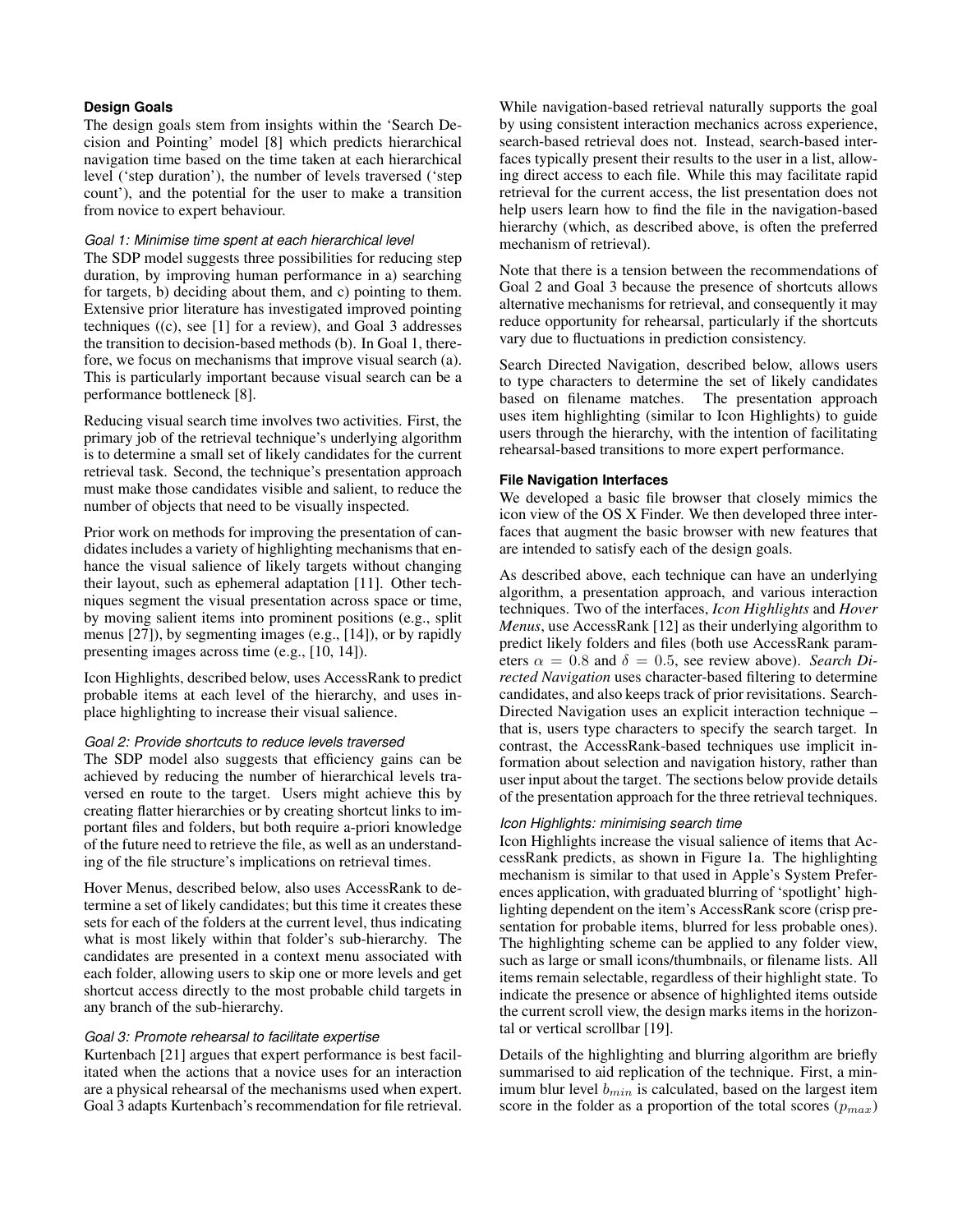**Design Goals**

The design goals stem from insights within the 'Search Decision and Pointing' model [8] which predicts hierarchical navigation time based on the time taken at each hierarchical level ('step duration'), the number of levels traversed ('step count'), and the potential for the user to make a transition from novice to expert behaviour.

*Goal 1: Minimise time spent at each hierarchical level*

The SDP model suggests three possibilities for reducing step duration, by improving human performance in a) searching for targets, b) deciding about them, and c) pointing to them. Extensive prior literature has investigated improved pointing techniques ((c), see [1] for a review), and Goal 3 addresses the transition to decision-based methods (b). In Goal 1, therefore, we focus on mechanisms that improve visual search (a). This is particularly important because visual search can be a performance bottleneck [8].

Reducing visual search time involves two activities. First, the primary job of the retrieval technique's underlying algorithm is to determine a small set of likely candidates for the current retrieval task. Second, the technique's presentation approach must make those candidates visible and salient, to reduce the number of objects that need to be visually inspected.

Prior work on methods for improving the presentation of candidates includes a variety of highlighting mechanisms that enhance the visual salience of likely targets without changing their layout, such as ephemeral adaptation [11]. Other techniques segment the visual presentation across space or time, by moving salient items into prominent positions (e.g., split menus [27]), by segmenting images (e.g., [14]), or by rapidly presenting images across time (e.g., [10, 14]).

Icon Highlights, described below, uses AccessRank to predict probable items at each level of the hierarchy, and uses in-place highlighting to increase their visual salience.

*Goal 2: Provide shortcuts to reduce levels traversed*

The SDP model also suggests that efficiency gains can be achieved by reducing the number of hierarchical levels traversed en route to the target. Users might achieve this by creating flatter hierarchies or by creating shortcut links to important files and folders, but both require a-priori knowledge of the future need to retrieve the file, as well as an understanding of the file structure's implications on retrieval times.

Hover Menus, described below, also uses AccessRank to determine a set of likely candidates; but this time it creates these sets for each of the folders at the current level, thus indicating what is most likely within that folder's sub-hierarchy. The candidates are presented in a context menu associated with each folder, allowing users to skip one or more levels and get shortcut access directly to the most probable child targets in any branch of the sub-hierarchy.

*Goal 3: Promote rehearsal to facilitate expertise*

Kurtenbach [21] argues that expert performance is best facilitated when the actions that a novice uses for an interaction are a physical rehearsal of the mechanisms used when expert. Goal 3 adapts Kurtenbach's recommendation for file retrieval. While navigation-based retrieval naturally supports the goal by using consistent interaction mechanics across experience, search-based retrieval does not. Instead, search-based interfaces typically present their results to the user in a list, allowing direct access to each file. While this may facilitate rapid retrieval for the current access, the list presentation does not help users learn how to find the file in the navigation-based hierarchy (which, as described above, is often the preferred mechanism of retrieval).

Note that there is a tension between the recommendations of Goal 2 and Goal 3 because the presence of shortcuts allows alternative mechanisms for retrieval, and consequently it may reduce opportunity for rehearsal, particularly if the shortcuts vary due to fluctuations in prediction consistency.

Search Directed Navigation, described below, allows users to type characters to determine the set of likely candidates based on filename matches. The presentation approach uses item highlighting (similar to Icon Highlights) to guide users through the hierarchy, with the intention of facilitating rehearsal-based transitions to more expert performance.

**File Navigation Interfaces**

We developed a basic file browser that closely mimics the icon view of the OS X Finder. We then developed three interfaces that augment the basic browser with new features that are intended to satisfy each of the design goals.

As described above, each technique can have an underlying algorithm, a presentation approach, and various interaction techniques. Two of the interfaces, ***Icon Highlights*** and ***Hover Menus***, use AccessRank [12] as their underlying algorithm to predict likely folders and files (both use AccessRank parameters $\alpha = 0.8$ and $\delta = 0.5$, see review above). ***Search Directed Navigation*** uses character-based filtering to determine candidates, and also keeps track of prior revisitations. Search-Directed Navigation uses an explicit interaction technique – that is, users type characters to specify the search target. In contrast, the AccessRank-based techniques use implicit information about selection and navigation history, rather than user input about the target. The sections below provide details of the presentation approach for the three retrieval techniques.

*Icon Highlights: minimising search time*

Icon Highlights increase the visual salience of items that AccessRank predicts, as shown in Figure 1a. The highlighting mechanism is similar to that used in Apple's System Preferences application, with graduated blurring of 'spotlight' highlighting dependent on the item's AccessRank score (crisp presentation for probable items, blurred for less probable ones). The highlighting scheme can be applied to any folder view, such as large or small icons/thumbnails, or filename lists. All items remain selectable, regardless of their highlight state. To indicate the presence or absence of highlighted items outside the current scroll view, the design marks items in the horizontal or vertical scrollbar [19].

Details of the highlighting and blurring algorithm are briefly summarised to aid replication of the technique. First, a minimum blur level $b_{min}$ is calculated, based on the largest item score in the folder as a proportion of the total scores ($p_{max}$)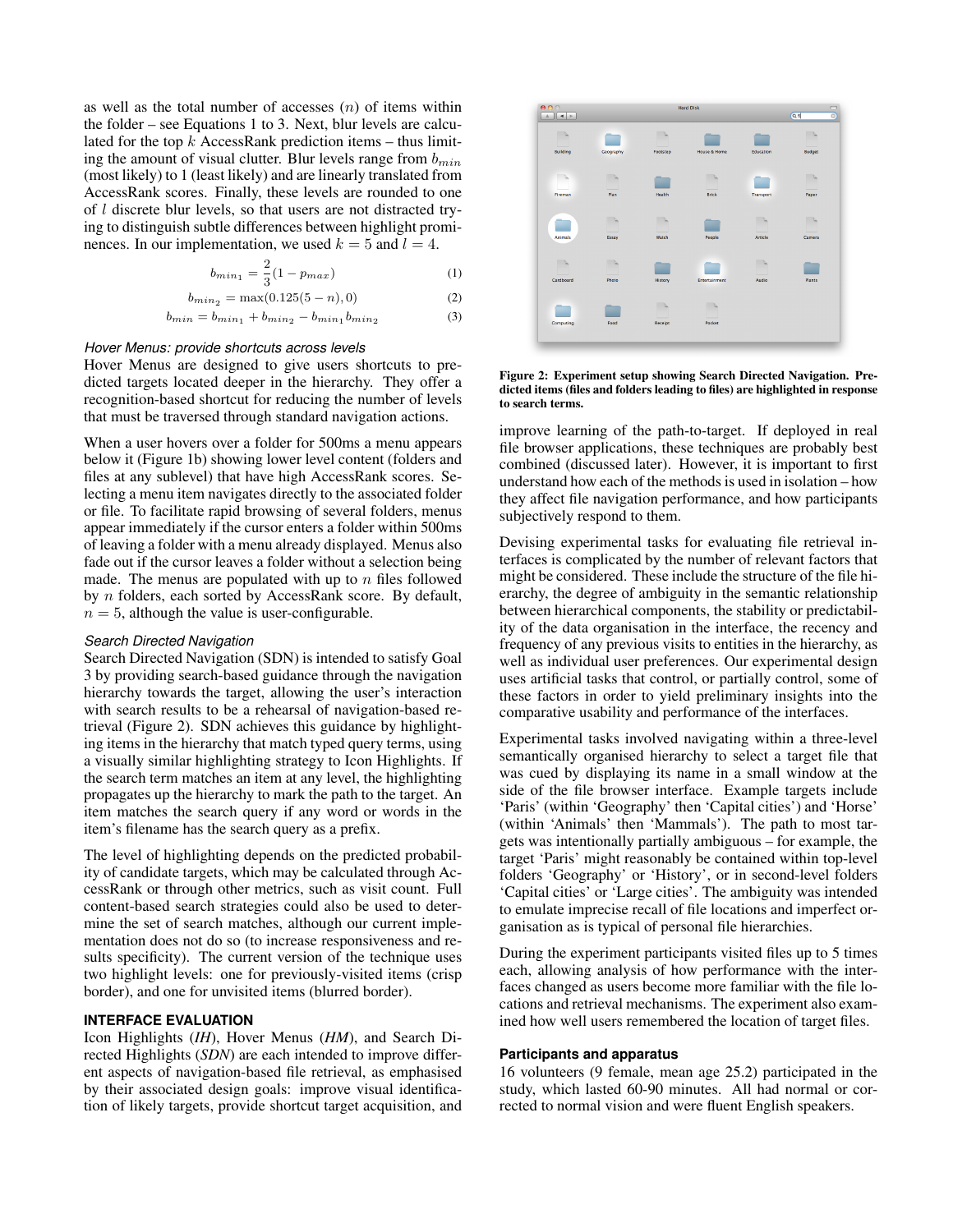as well as the total number of accesses ($n$) of items within the folder – see Equations 1 to 3. Next, blur levels are calculated for the top $k$ AccessRank prediction items – thus limiting the amount of visual clutter. Blur levels range from $b_{min}$ (most likely) to 1 (least likely) and are linearly translated from AccessRank scores. Finally, these levels are rounded to one of $l$ discrete blur levels, so that users are not distracted trying to distinguish subtle differences between highlight prominences. In our implementation, we used $k = 5$ and $l = 4$.

$$b_{min_1} = \frac{2}{3}(1 - p_{max}) \quad (1)$$

$$b_{min_2} = \max(0.125(5 - n), 0) \quad (2)$$

$$b_{min} = b_{min_1} + b_{min_2} - b_{min_1} b_{min_2} \quad (3)$$

### *Hover Menus: provide shortcuts across levels*

Hover Menus are designed to give users shortcuts to predicted targets located deeper in the hierarchy. They offer a recognition-based shortcut for reducing the number of levels that must be traversed through standard navigation actions.

When a user hovers over a folder for 500ms a menu appears below it (Figure 1b) showing lower level content (folders and files at any sublevel) that have high AccessRank scores. Selecting a menu item navigates directly to the associated folder or file. To facilitate rapid browsing of several folders, menus appear immediately if the cursor enters a folder within 500ms of leaving a folder with a menu already displayed. Menus also fade out if the cursor leaves a folder without a selection being made. The menus are populated with up to $n$ files followed by $n$ folders, each sorted by AccessRank score. By default, $n = 5$, although the value is user-configurable.

### *Search Directed Navigation*

Search Directed Navigation (SDN) is intended to satisfy Goal 3 by providing search-based guidance through the navigation hierarchy towards the target, allowing the user's interaction with search results to be a rehearsal of navigation-based retrieval (Figure 2). SDN achieves this guidance by highlighting items in the hierarchy that match typed query terms, using a visually similar highlighting strategy to Icon Highlights. If the search term matches an item at any level, the highlighting propagates up the hierarchy to mark the path to the target. An item matches the search query if any word or words in the item's filename has the search query as a prefix.

The level of highlighting depends on the predicted probability of candidate targets, which may be calculated through AccessRank or through other metrics, such as visit count. Full content-based search strategies could also be used to determine the set of search matches, although our current implementation does not do so (to increase responsiveness and results specificity). The current version of the technique uses two highlight levels: one for previously-visited items (crisp border), and one for unvisited items (blurred border).

## INTERFACE EVALUATION

Icon Highlights (*IH*), Hover Menus (*HM*), and Search Directed Highlights (*SDN*) are each intended to improve different aspects of navigation-based file retrieval, as emphasised by their associated design goals: improve visual identification of likely targets, provide shortcut target acquisition, and

**Figure 2: Experiment setup showing Search Directed Navigation. Predicted items (files and folders leading to files) are highlighted in response to search terms.**

improve learning of the path-to-target. If deployed in real file browser applications, these techniques are probably best combined (discussed later). However, it is important to first understand how each of the methods is used in isolation – how they affect file navigation performance, and how participants subjectively respond to them.

Devising experimental tasks for evaluating file retrieval interfaces is complicated by the number of relevant factors that might be considered. These include the structure of the file hierarchy, the degree of ambiguity in the semantic relationship between hierarchical components, the stability or predictability of the data organisation in the interface, the recency and frequency of any previous visits to entities in the hierarchy, as well as individual user preferences. Our experimental design uses artificial tasks that control, or partially control, some of these factors in order to yield preliminary insights into the comparative usability and performance of the interfaces.

Experimental tasks involved navigating within a three-level semantically organised hierarchy to select a target file that was cued by displaying its name in a small window at the side of the file browser interface. Example targets include 'Paris' (within 'Geography' then 'Capital cities') and 'Horse' (within 'Animals' then 'Mammals'). The path to most targets was intentionally partially ambiguous – for example, the target 'Paris' might reasonably be contained within top-level folders 'Geography' or 'History', or in second-level folders 'Capital cities' or 'Large cities'. The ambiguity was intended to emulate imprecise recall of file locations and imperfect organisation as is typical of personal file hierarchies.

During the experiment participants visited files up to 5 times each, allowing analysis of how performance with the interfaces changed as users become more familiar with the file locations and retrieval mechanisms. The experiment also examined how well users remembered the location of target files.

### Participants and apparatus

16 volunteers (9 female, mean age 25.2) participated in the study, which lasted 60-90 minutes. All had normal or corrected to normal vision and were fluent English speakers.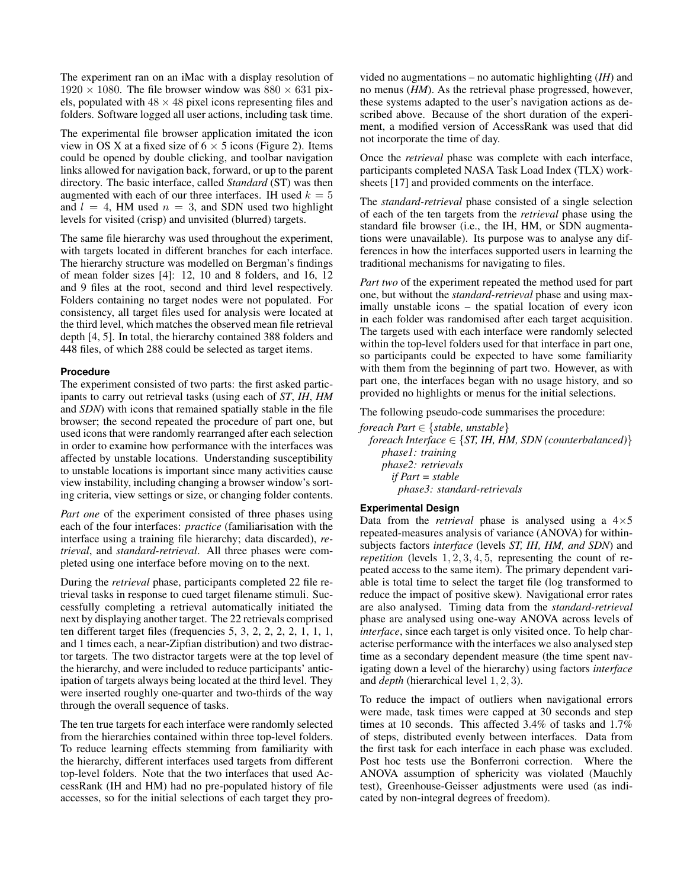The experiment ran on an iMac with a display resolution of $1920 \times 1080$. The file browser window was $880 \times 631$ pixels, populated with $48 \times 48$ pixel icons representing files and folders. Software logged all user actions, including task time.

The experimental file browser application imitated the icon view in OS X at a fixed size of $6 \times 5$ icons (Figure 2). Items could be opened by double clicking, and toolbar navigation links allowed for navigation back, forward, or up to the parent directory. The basic interface, called *Standard* (ST) was then augmented with each of our three interfaces. IH used $k = 5$ and $l = 4$, HM used $n = 3$, and SDN used two highlight levels for visited (crisp) and unvisited (blurred) targets.

The same file hierarchy was used throughout the experiment, with targets located in different branches for each interface. The hierarchy structure was modelled on Bergman's findings of mean folder sizes [4]: 12, 10 and 8 folders, and 16, 12 and 9 files at the root, second and third level respectively. Folders containing no target nodes were not populated. For consistency, all target files used for analysis were located at the third level, which matches the observed mean file retrieval depth [4, 5]. In total, the hierarchy contained 388 folders and 448 files, of which 288 could be selected as target items.

### Procedure

The experiment consisted of two parts: the first asked participants to carry out retrieval tasks (using each of *ST*, *IH*, *HM* and *SDN*) with icons that remained spatially stable in the file browser; the second repeated the procedure of part one, but used icons that were randomly rearranged after each selection in order to examine how performance with the interfaces was affected by unstable locations. Understanding susceptibility to unstable locations is important since many activities cause view instability, including changing a browser window's sorting criteria, view settings or size, or changing folder contents.

*Part one* of the experiment consisted of three phases using each of the four interfaces: *practice* (familiarisation with the interface using a training file hierarchy; data discarded), *retrieval*, and *standard-retrieval*. All three phases were completed using one interface before moving on to the next.

During the *retrieval* phase, participants completed 22 file retrieval tasks in response to cued target filename stimuli. Successfully completing a retrieval automatically initiated the next by displaying another target. The 22 retrievals comprised ten different target files (frequencies 5, 3, 2, 2, 2, 2, 1, 1, 1, and 1 times each, a near-Zipfian distribution) and two distractor targets. The two distractor targets were at the top level of the hierarchy, and were included to reduce participants' anticipation of targets always being located at the third level. They were inserted roughly one-quarter and two-thirds of the way through the overall sequence of tasks.

The ten true targets for each interface were randomly selected from the hierarchies contained within three top-level folders. To reduce learning effects stemming from familiarity with the hierarchy, different interfaces used targets from different top-level folders. Note that the two interfaces that used AccessRank (IH and HM) had no pre-populated history of file accesses, so for the initial selections of each target they provided no augmentations – no automatic highlighting (*IH*) and no menus (*HM*). As the retrieval phase progressed, however, these systems adapted to the user's navigation actions as described above. Because of the short duration of the experiment, a modified version of AccessRank was used that did not incorporate the time of day.

Once the *retrieval* phase was complete with each interface, participants completed NASA Task Load Index (TLX) worksheets [17] and provided comments on the interface.

The *standard-retrieval* phase consisted of a single selection of each of the ten targets from the *retrieval* phase using the standard file browser (i.e., the IH, HM, or SDN augmentations were unavailable). Its purpose was to analyse any differences in how the interfaces supported users in learning the traditional mechanisms for navigating to files.

*Part two* of the experiment repeated the method used for part one, but without the *standard-retrieval* phase and using maximally unstable icons – the spatial location of every icon in each folder was randomised after each target acquisition. The targets used with each interface were randomly selected within the top-level folders used for that interface in part one, so participants could be expected to have some familiarity with them from the beginning of part two. However, as with part one, the interfaces began with no usage history, and so provided no highlights or menus for the initial selections.

The following pseudo-code summarises the procedure:

*foreach Part* $\in$ {*stable, unstable*}
  *foreach Interface* $\in$ {*ST, IH, HM, SDN (counterbalanced)*}
    *phase1: training*
    *phase2: retrievals*
      *if Part = stable*
        *phase3: standard-retrievals*

### Experimental Design

Data from the *retrieval* phase is analysed using a $4 \times 5$ repeated-measures analysis of variance (ANOVA) for within-subjects factors *interface* (levels *ST, IH, HM, and SDN*) and *repetition* (levels $1, 2, 3, 4, 5$, representing the count of repeated access to the same item). The primary dependent variable is total time to select the target file (log transformed to reduce the impact of positive skew). Navigational error rates are also analysed. Timing data from the *standard-retrieval* phase are analysed using one-way ANOVA across levels of *interface*, since each target is only visited once. To help characterise performance with the interfaces we also analysed step time as a secondary dependent measure (the time spent navigating down a level of the hierarchy) using factors *interface* and *depth* (hierarchical level $1, 2, 3$).

To reduce the impact of outliers when navigational errors were made, task times were capped at 30 seconds and step times at 10 seconds. This affected 3.4% of tasks and 1.7% of steps, distributed evenly between interfaces. Data from the first task for each interface in each phase was excluded. Post hoc tests use the Bonferroni correction. Where the ANOVA assumption of sphericity was violated (Mauchly test), Greenhouse-Geisser adjustments were used (as indicated by non-integral degrees of freedom).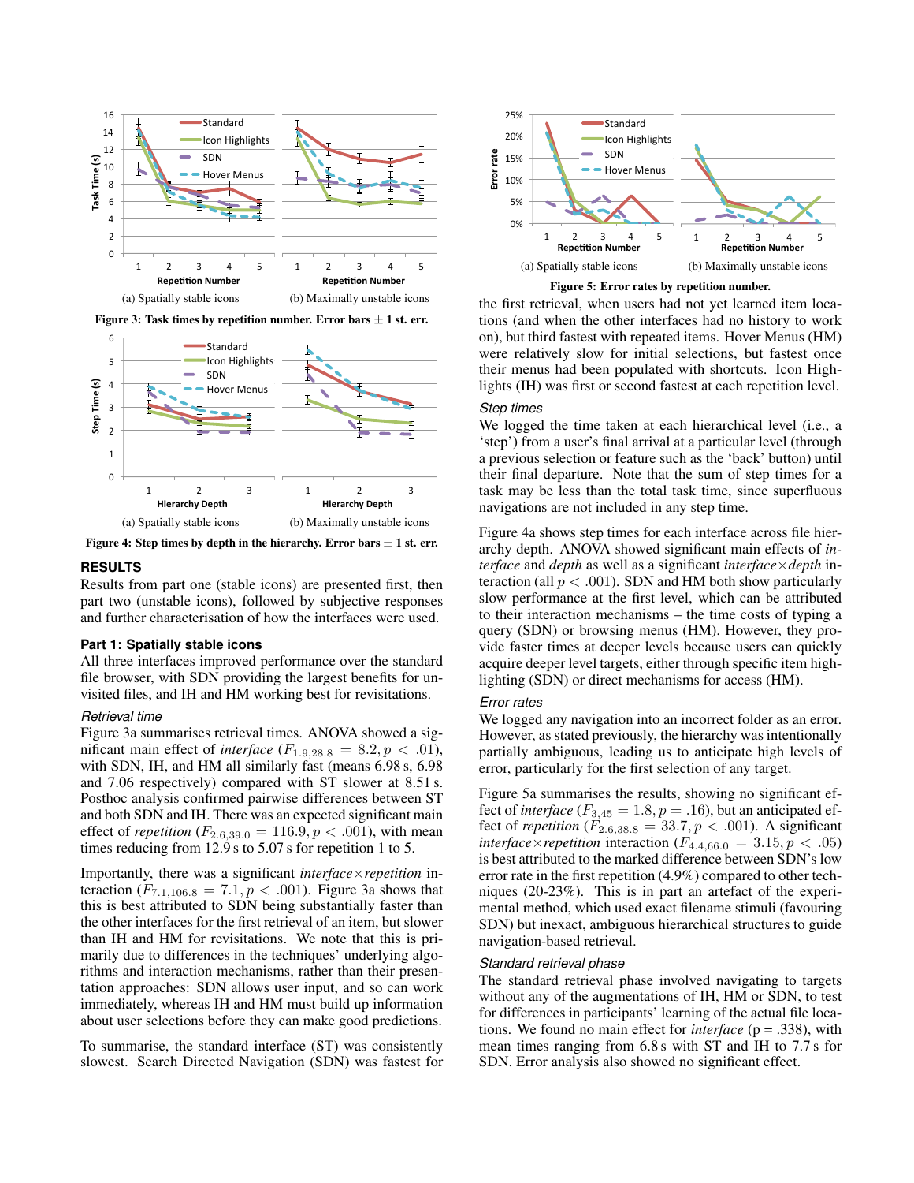16
14
12
10
8
6
4
2
0

Task Time (s)

Standard
Icon Highlights
SDN
Hover Menus

1 2 3 4 5
Repetition Number

(a) Spatially stable icons

1 2 3 4 5
Repetition Number

(b) Maximally unstable icons

**Figure 3: Task times by repetition number. Error bars ± 1 st. err.**

6
5
4
3
2
1
0

Step Time (s)

Standard
Icon Highlights
SDN
Hover Menus

1 2 3
Hierarchy Depth

(a) Spatially stable icons

1 2 3
Hierarchy Depth

(b) Maximally unstable icons

**Figure 4: Step times by depth in the hierarchy. Error bars ± 1 st. err.**

25%
20%
15%
10%
5%
0%

Error rate

Standard
Icon Highlights
SDN
Hover Menus

1 2 3 4 5
Repetition Number

(a) Spatially stable icons

1 2 3 4 5
Repetition Number

(b) Maximally unstable icons

**Figure 5: Error rates by repetition number.**

## RESULTS

Results from part one (stable icons) are presented first, then part two (unstable icons), followed by subjective responses and further characterisation of how the interfaces were used.

### Part 1: Spatially stable icons

All three interfaces improved performance over the standard file browser, with SDN providing the largest benefits for unvisited files, and IH and HM working best for revisitations.

#### *Retrieval time*

Figure 3a summarises retrieval times. ANOVA showed a significant main effect of *interface* ($F_{1.9,28.8} = 8.2, p < .01$), with SDN, IH, and HM all similarly fast (means 6.98 s, 6.98 and 7.06 respectively) compared with ST slower at 8.51 s. Posthoc analysis confirmed pairwise differences between ST and both SDN and IH. There was an expected significant main effect of *repetition* ($F_{2.6,39.0} = 116.9, p < .001$), with mean times reducing from 12.9 s to 5.07 s for repetition 1 to 5.

Importantly, there was a significant *interface*×*repetition* interaction ($F_{7.1,106.8} = 7.1, p < .001$). Figure 3a shows that this is best attributed to SDN being substantially faster than the other interfaces for the first retrieval of an item, but slower than IH and HM for revisitations. We note that this is primarily due to differences in the techniques' underlying algorithms and interaction mechanisms, rather than their presentation approaches: SDN allows user input, and so can work immediately, whereas IH and HM must build up information about user selections before they can make good predictions.

To summarise, the standard interface (ST) was consistently slowest. Search Directed Navigation (SDN) was fastest for the first retrieval, when users had not yet learned item locations (and when the other interfaces had no history to work on), but third fastest with repeated items. Hover Menus (HM) were relatively slow for initial selections, but fastest once their menus had been populated with shortcuts. Icon Highlights (IH) was first or second fastest at each repetition level.

#### *Step times*

We logged the time taken at each hierarchical level (i.e., a 'step') from a user's final arrival at a particular level (through a previous selection or feature such as the 'back' button) until their final departure. Note that the sum of step times for a task may be less than the total task time, since superfluous navigations are not included in any step time.

Figure 4a shows step times for each interface across file hierarchy depth. ANOVA showed significant main effects of *interface* and *depth* as well as a significant *interface*×*depth* interaction (all $p < .001$). SDN and HM both show particularly slow performance at the first level, which can be attributed to their interaction mechanisms – the time costs of typing a query (SDN) or browsing menus (HM). However, they provide faster times at deeper levels because users can quickly acquire deeper level targets, either through specific item highlighting (SDN) or direct mechanisms for access (HM).

#### *Error rates*

We logged any navigation into an incorrect folder as an error. However, as stated previously, the hierarchy was intentionally partially ambiguous, leading us to anticipate high levels of error, particularly for the first selection of any target.

Figure 5a summarises the results, showing no significant effect of *interface* ($F_{3,45} = 1.8, p = .16$), but an anticipated effect of *repetition* ($F_{2.6,38.8} = 33.7, p < .001$). A significant *interface*×*repetition* interaction ($F_{4.4,66.0} = 3.15, p < .05$) is best attributed to the marked difference between SDN's low error rate in the first repetition (4.9%) compared to other techniques (20-23%). This is in part an artefact of the experimental method, which used exact filename stimuli (favouring SDN) but inexact, ambiguous hierarchical structures to guide navigation-based retrieval.

#### *Standard retrieval phase*

The standard retrieval phase involved navigating to targets without any of the augmentations of IH, HM or SDN, to test for differences in participants' learning of the actual file locations. We found no main effect for *interface* (p = .338), with mean times ranging from 6.8 s with ST and IH to 7.7 s for SDN. Error analysis also showed no significant effect.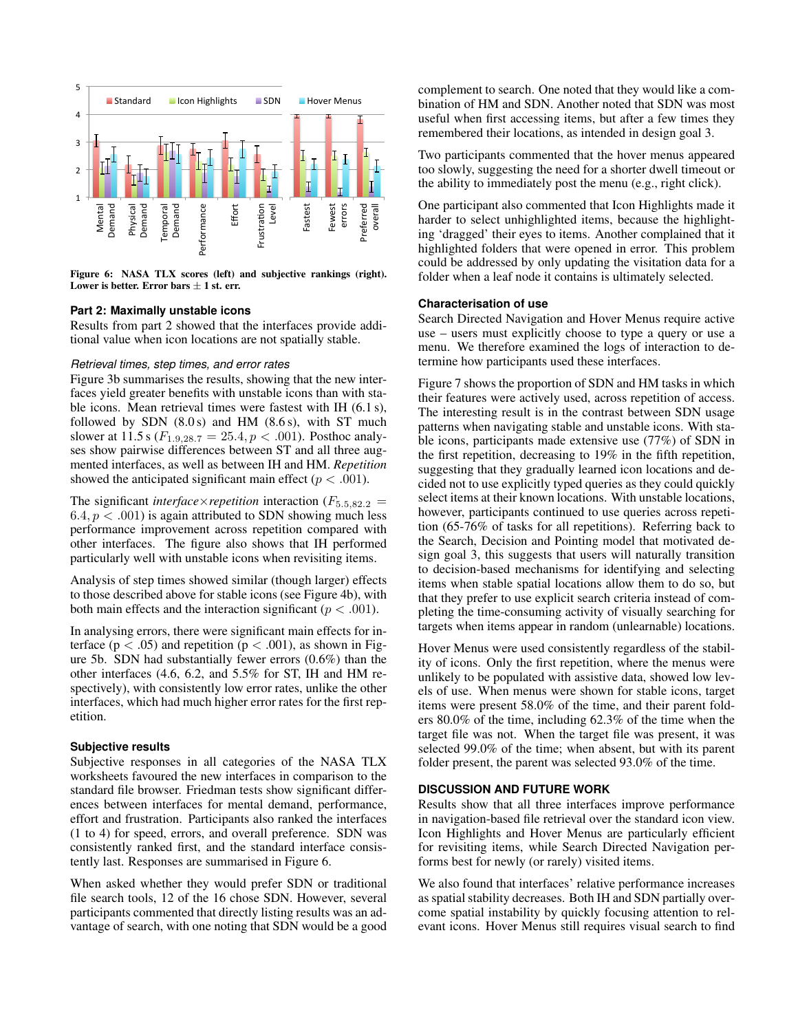5

4

3

2

1

Standard | Icon Highlights | SDN | Hover Menus

Mental Demand | Physical Demand | Temporal Demand | Performance | Effort | Frustration Level | Fastest | Fewest errors | Preferred overall

**Figure 6: NASA TLX scores (left) and subjective rankings (right). Lower is better. Error bars ± 1 st. err.**

### Part 2: Maximally unstable icons

Results from part 2 showed that the interfaces provide additional value when icon locations are not spatially stable.

#### *Retrieval times, step times, and error rates*

Figure 3b summarises the results, showing that the new interfaces yield greater benefits with unstable icons than with stable icons. Mean retrieval times were fastest with IH (6.1 s), followed by SDN (8.0 s) and HM (8.6 s), with ST much slower at 11.5 s ($F_{1.9,28.7} = 25.4, p < .001$). Posthoc analyses show pairwise differences between ST and all three augmented interfaces, as well as between IH and HM. *Repetition* showed the anticipated significant main effect ($p < .001$).

The significant *interface*×*repetition* interaction ($F_{5.5,82.2} = 6.4, p < .001$) is again attributed to SDN showing much less performance improvement across repetition compared with other interfaces. The figure also shows that IH performed particularly well with unstable icons when revisiting items.

Analysis of step times showed similar (though larger) effects to those described above for stable icons (see Figure 4b), with both main effects and the interaction significant ($p < .001$).

In analysing errors, there were significant main effects for interface ($p < .05$) and repetition ($p < .001$), as shown in Figure 5b. SDN had substantially fewer errors (0.6%) than the other interfaces (4.6, 6.2, and 5.5% for ST, IH and HM respectively), with consistently low error rates, unlike the other interfaces, which had much higher error rates for the first repetition.

### Subjective results

Subjective responses in all categories of the NASA TLX worksheets favoured the new interfaces in comparison to the standard file browser. Friedman tests show significant differences between interfaces for mental demand, performance, effort and frustration. Participants also ranked the interfaces (1 to 4) for speed, errors, and overall preference. SDN was consistently ranked first, and the standard interface consistently last. Responses are summarised in Figure 6.

When asked whether they would prefer SDN or traditional file search tools, 12 of the 16 chose SDN. However, several participants commented that directly listing results was an advantage of search, with one noting that SDN would be a good complement to search. One noted that they would like a combination of HM and SDN. Another noted that SDN was most useful when first accessing items, but after a few times they remembered their locations, as intended in design goal 3.

Two participants commented that the hover menus appeared too slowly, suggesting the need for a shorter dwell timeout or the ability to immediately post the menu (e.g., right click).

One participant also commented that Icon Highlights made it harder to select unhighlighted items, because the highlighting 'dragged' their eyes to items. Another complained that it highlighted folders that were opened in error. This problem could be addressed by only updating the visitation data for a folder when a leaf node it contains is ultimately selected.

### Characterisation of use

Search Directed Navigation and Hover Menus require active use – users must explicitly choose to type a query or use a menu. We therefore examined the logs of interaction to determine how participants used these interfaces.

Figure 7 shows the proportion of SDN and HM tasks in which their features were actively used, across repetition of access. The interesting result is in the contrast between SDN usage patterns when navigating stable and unstable icons. With stable icons, participants made extensive use (77%) of SDN in the first repetition, decreasing to 19% in the fifth repetition, suggesting that they gradually learned icon locations and decided not to use explicitly typed queries as they could quickly select items at their known locations. With unstable locations, however, participants continued to use queries across repetition (65-76% of tasks for all repetitions). Referring back to the Search, Decision and Pointing model that motivated design goal 3, this suggests that users will naturally transition to decision-based mechanisms for identifying and selecting items when stable spatial locations allow them to do so, but that they prefer to use explicit search criteria instead of completing the time-consuming activity of visually searching for targets when items appear in random (unlearnable) locations.

Hover Menus were used consistently regardless of the stability of icons. Only the first repetition, where the menus were unlikely to be populated with assistive data, showed low levels of use. When menus were shown for stable icons, target items were present 58.0% of the time, and their parent folders 80.0% of the time, including 62.3% of the time when the target file was not. When the target file was present, it was selected 99.0% of the time; when absent, but with its parent folder present, the parent was selected 93.0% of the time.

## DISCUSSION AND FUTURE WORK

Results show that all three interfaces improve performance in navigation-based file retrieval over the standard icon view. Icon Highlights and Hover Menus are particularly efficient for revisiting items, while Search Directed Navigation performs best for newly (or rarely) visited items.

We also found that interfaces' relative performance increases as spatial stability decreases. Both IH and SDN partially overcome spatial instability by quickly focusing attention to relevant icons. Hover Menus still requires visual search to find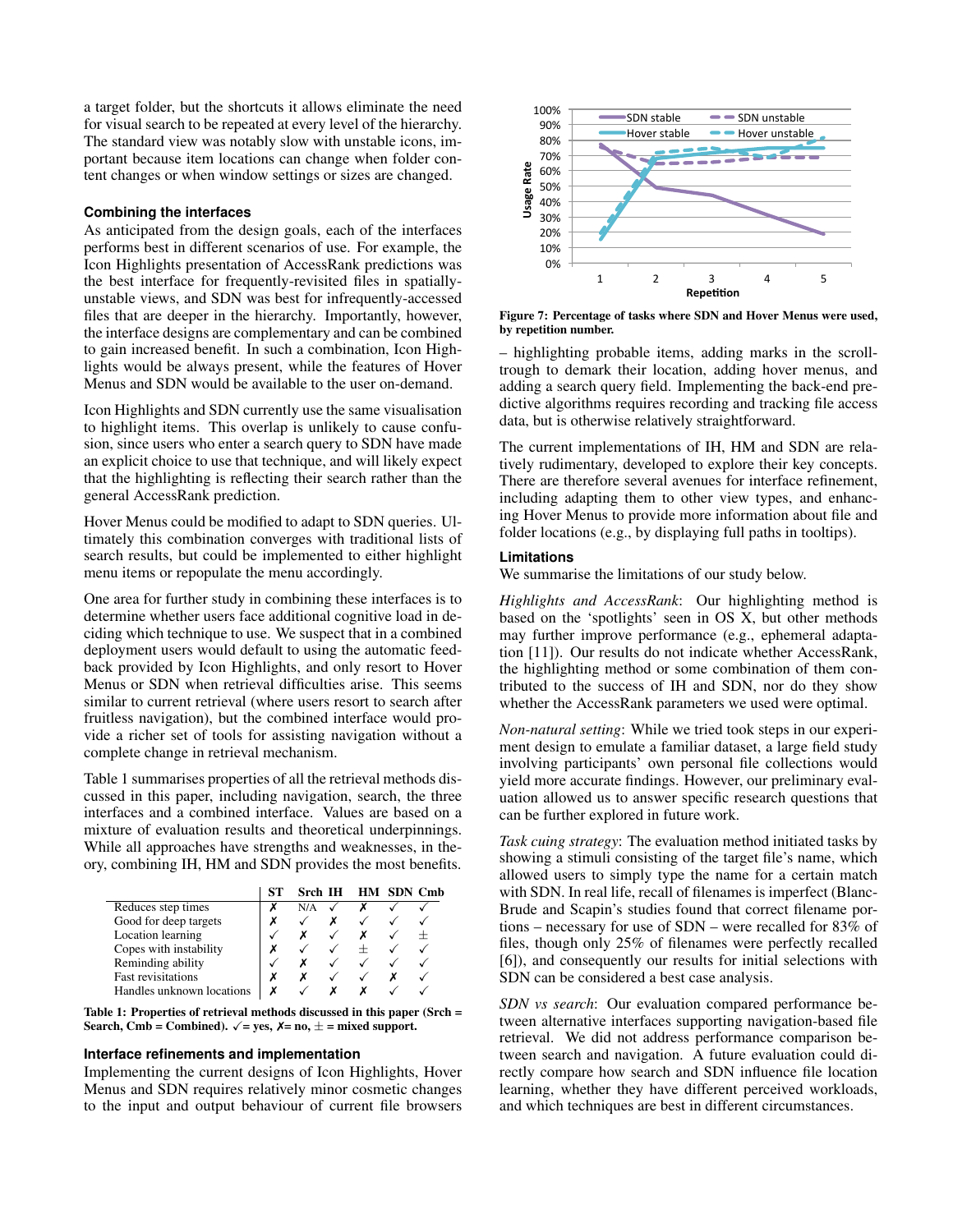a target folder, but the shortcuts it allows eliminate the need for visual search to be repeated at every level of the hierarchy. The standard view was notably slow with unstable icons, important because item locations can change when folder content changes or when window settings or sizes are changed.

### Combining the interfaces

As anticipated from the design goals, each of the interfaces performs best in different scenarios of use. For example, the Icon Highlights presentation of AccessRank predictions was the best interface for frequently-revisited files in spatially-unstable views, and SDN was best for infrequently-accessed files that are deeper in the hierarchy. Importantly, however, the interface designs are complementary and can be combined to gain increased benefit. In such a combination, Icon Highlights would be always present, while the features of Hover Menus and SDN would be available to the user on-demand.

Icon Highlights and SDN currently use the same visualisation to highlight items. This overlap is unlikely to cause confusion, since users who enter a search query to SDN have made an explicit choice to use that technique, and will likely expect that the highlighting is reflecting their search rather than the general AccessRank prediction.

Hover Menus could be modified to adapt to SDN queries. Ultimately this combination converges with traditional lists of search results, but could be implemented to either highlight menu items or repopulate the menu accordingly.

One area for further study in combining these interfaces is to determine whether users face additional cognitive load in deciding which technique to use. We suspect that in a combined deployment users would default to using the automatic feedback provided by Icon Highlights, and only resort to Hover Menus or SDN when retrieval difficulties arise. This seems similar to current retrieval (where users resort to search after fruitless navigation), but the combined interface would provide a richer set of tools for assisting navigation without a complete change in retrieval mechanism.

Table 1 summarises properties of all the retrieval methods discussed in this paper, including navigation, search, the three interfaces and a combined interface. Values are based on a mixture of evaluation results and theoretical underpinnings. While all approaches have strengths and weaknesses, in theory, combining IH, HM and SDN provides the most benefits.

| | ST | Srch | IH | HM | SDN | Cmb |
|---|---|---|---|---|---|---|
| Reduces step times | ✗ | N/A | ✓ | ✗ | ✓ | ✓ |
| Good for deep targets | ✗ | ✗ | ✓ | ✓ | ✓ | ✓ |
| Location learning | ✓ | ✗ | ✓ | ✗ | ✓ | ± |
| Copes with instability | ✗ | ✓ | ✓ | ± | ✓ | ✓ |
| Reminding ability | ✓ | ✗ | ✓ | ✓ | ✓ | ✓ |
| Fast revisitations | ✗ | ✗ | ✓ | ✓ | ✗ | ✓ |
| Handles unknown locations | ✗ | ✓ | ✗ | ✗ | ✓ | ✓ |

**Table 1: Properties of retrieval methods discussed in this paper (Srch = Search, Cmb = Combined). ✓= yes, ✗= no, ± = mixed support.**

### Interface refinements and implementation

Implementing the current designs of Icon Highlights, Hover Menus and SDN requires relatively minor cosmetic changes to the input and output behaviour of current file browsers – highlighting probable items, adding marks in the scroll-trough to demark their location, adding hover menus, and adding a search query field. Implementing the back-end predictive algorithms requires recording and tracking file access data, but is otherwise relatively straightforward.

The current implementations of IH, HM and SDN are relatively rudimentary, developed to explore their key concepts. There are therefore several avenues for interface refinement, including adapting them to other view types, and enhancing Hover Menus to provide more information about file and folder locations (e.g., by displaying full paths in tooltips).

### Limitations

We summarise the limitations of our study below.

*Highlights and AccessRank*: Our highlighting method is based on the 'spotlights' seen in OS X, but other methods may further improve performance (e.g., ephemeral adaptation [11]). Our results do not indicate whether AccessRank, the highlighting method or some combination of them contributed to the success of IH and SDN, nor do they show whether the AccessRank parameters we used were optimal.

*Non-natural setting*: While we tried took steps in our experiment design to emulate a familiar dataset, a large field study involving participants' own personal file collections would yield more accurate findings. However, our preliminary evaluation allowed us to answer specific research questions that can be further explored in future work.

*Task cuing strategy*: The evaluation method initiated tasks by showing a stimuli consisting of the target file's name, which allowed users to simply type the name for a certain match with SDN. In real life, recall of filenames is imperfect (Blanc-Brude and Scapin's studies found that correct filename portions – necessary for use of SDN – were recalled for 83% of files, though only 25% of filenames were perfectly recalled [6]), and consequently our results for initial selections with SDN can be considered a best case analysis.

*SDN vs search*: Our evaluation compared performance between alternative interfaces supporting navigation-based file retrieval. We did not address performance comparison between search and navigation. A future evaluation could directly compare how search and SDN influence file location learning, whether they have different perceived workloads, and which techniques are best in different circumstances.

Usage Rate
100%
90%
80%
70%
60%
50%
40%
30%
20%
10%
0%
1 2 3 4 5
Repetition
SDN stable
SDN unstable
Hover stable
Hover unstable

**Figure 7: Percentage of tasks where SDN and Hover Menus were used, by repetition number.**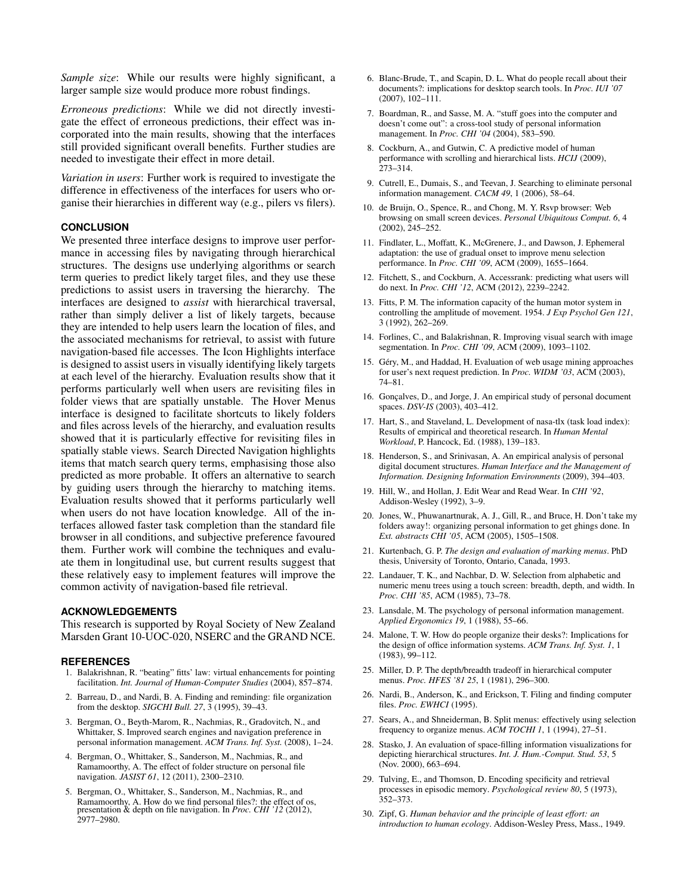*Sample size*: While our results were highly significant, a larger sample size would produce more robust findings.

*Erroneous predictions*: While we did not directly investigate the effect of erroneous predictions, their effect was incorporated into the main results, showing that the interfaces still provided significant overall benefits. Further studies are needed to investigate their effect in more detail.

*Variation in users*: Further work is required to investigate the difference in effectiveness of the interfaces for users who organise their hierarchies in different way (e.g., pilers vs filers).

## CONCLUSION

We presented three interface designs to improve user performance in accessing files by navigating through hierarchical structures. The designs use underlying algorithms or search term queries to predict likely target files, and they use these predictions to assist users in traversing the hierarchy. The interfaces are designed to *assist* with hierarchical traversal, rather than simply deliver a list of likely targets, because they are intended to help users learn the location of files, and the associated mechanisms for retrieval, to assist with future navigation-based file accesses. The Icon Highlights interface is designed to assist users in visually identifying likely targets at each level of the hierarchy. Evaluation results show that it performs particularly well when users are revisiting files in folder views that are spatially unstable. The Hover Menus interface is designed to facilitate shortcuts to likely folders and files across levels of the hierarchy, and evaluation results showed that it is particularly effective for revisiting files in spatially stable views. Search Directed Navigation highlights items that match search query terms, emphasising those also predicted as more probable. It offers an alternative to search by guiding users through the hierarchy to matching items. Evaluation results showed that it performs particularly well when users do not have location knowledge. All of the interfaces allowed faster task completion than the standard file browser in all conditions, and subjective preference favoured them. Further work will combine the techniques and evaluate them in longitudinal use, but current results suggest that these relatively easy to implement features will improve the common activity of navigation-based file retrieval.

## ACKNOWLEDGEMENTS

This research is supported by Royal Society of New Zealand Marsden Grant 10-UOC-020, NSERC and the GRAND NCE.

## REFERENCES

1. Balakrishnan, R. "beating" fitts' law: virtual enhancements for pointing facilitation. *Int. Journal of Human-Computer Studies* (2004), 857–874.
2. Barreau, D., and Nardi, B. A. Finding and reminding: file organization from the desktop. *SIGCHI Bull. 27*, 3 (1995), 39–43.
3. Bergman, O., Beyth-Marom, R., Nachmias, R., Gradovitch, N., and Whittaker, S. Improved search engines and navigation preference in personal information management. *ACM Trans. Inf. Syst.* (2008), 1–24.
4. Bergman, O., Whittaker, S., Sanderson, M., Nachmias, R., and Ramamoorthy, A. The effect of folder structure on personal file navigation. *JASIST 61*, 12 (2011), 2300–2310.
5. Bergman, O., Whittaker, S., Sanderson, M., Nachmias, R., and Ramamoorthy, A. How do we find personal files?: the effect of os, presentation & depth on file navigation. In *Proc. CHI '12* (2012), 2977–2980.
6. Blanc-Brude, T., and Scapin, D. L. What do people recall about their documents?: implications for desktop search tools. In *Proc. IUI '07* (2007), 102–111.
7. Boardman, R., and Sasse, M. A. "stuff goes into the computer and doesn't come out": a cross-tool study of personal information management. In *Proc. CHI '04* (2004), 583–590.
8. Cockburn, A., and Gutwin, C. A predictive model of human performance with scrolling and hierarchical lists. *HCIJ* (2009), 273–314.
9. Cutrell, E., Dumais, S., and Teevan, J. Searching to eliminate personal information management. *CACM 49*, 1 (2006), 58–64.
10. de Bruijn, O., Spence, R., and Chong, M. Y. Rsvp browser: Web browsing on small screen devices. *Personal Ubiquitous Comput. 6*, 4 (2002), 245–252.
11. Findlater, L., Moffatt, K., McGrenere, J., and Dawson, J. Ephemeral adaptation: the use of gradual onset to improve menu selection performance. In *Proc. CHI '09*, ACM (2009), 1655–1664.
12. Fitchett, S., and Cockburn, A. Accessrank: predicting what users will do next. In *Proc. CHI '12*, ACM (2012), 2239–2242.
13. Fitts, P. M. The information capacity of the human motor system in controlling the amplitude of movement. 1954. *J Exp Psychol Gen 121*, 3 (1992), 262–269.
14. Forlines, C., and Balakrishnan, R. Improving visual search with image segmentation. In *Proc. CHI '09*, ACM (2009), 1093–1102.
15. Géry, M., and Haddad, H. Evaluation of web usage mining approaches for user's next request prediction. In *Proc. WIDM '03*, ACM (2003), 74–81.
16. Gonçalves, D., and Jorge, J. An empirical study of personal document spaces. *DSV-IS* (2003), 403–412.
17. Hart, S., and Staveland, L. Development of nasa-tlx (task load index): Results of empirical and theoretical research. In *Human Mental Workload*, P. Hancock, Ed. (1988), 139–183.
18. Henderson, S., and Srinivasan, A. An empirical analysis of personal digital document structures. *Human Interface and the Management of Information. Designing Information Environments* (2009), 394–403.
19. Hill, W., and Hollan, J. Edit Wear and Read Wear. In *CHI '92*, Addison-Wesley (1992), 3–9.
20. Jones, W., Phuwanartnurak, A. J., Gill, R., and Bruce, H. Don't take my folders away!: organizing personal information to get ghings done. In *Ext. abstracts CHI '05*, ACM (2005), 1505–1508.
21. Kurtenbach, G. P. *The design and evaluation of marking menus*. PhD thesis, University of Toronto, Ontario, Canada, 1993.
22. Landauer, T. K., and Nachbar, D. W. Selection from alphabetic and numeric menu trees using a touch screen: breadth, depth, and width. In *Proc. CHI '85*, ACM (1985), 73–78.
23. Lansdale, M. The psychology of personal information management. *Applied Ergonomics 19*, 1 (1988), 55–66.
24. Malone, T. W. How do people organize their desks?: Implications for the design of office information systems. *ACM Trans. Inf. Syst. 1*, 1 (1983), 99–112.
25. Miller, D. P. The depth/breadth tradeoff in hierarchical computer menus. *Proc. HFES '81 25*, 1 (1981), 296–300.
26. Nardi, B., Anderson, K., and Erickson, T. Filing and finding computer files. *Proc. EWHCI* (1995).
27. Sears, A., and Shneiderman, B. Split menus: effectively using selection frequency to organize menus. *ACM TOCHI 1*, 1 (1994), 27–51.
28. Stasko, J. An evaluation of space-filling information visualizations for depicting hierarchical structures. *Int. J. Hum.-Comput. Stud. 53*, 5 (Nov. 2000), 663–694.
29. Tulving, E., and Thomson, D. Encoding specificity and retrieval processes in episodic memory. *Psychological review 80*, 5 (1973), 352–373.
30. Zipf, G. *Human behavior and the principle of least effort: an introduction to human ecology*. Addison-Wesley Press, Mass., 1949.